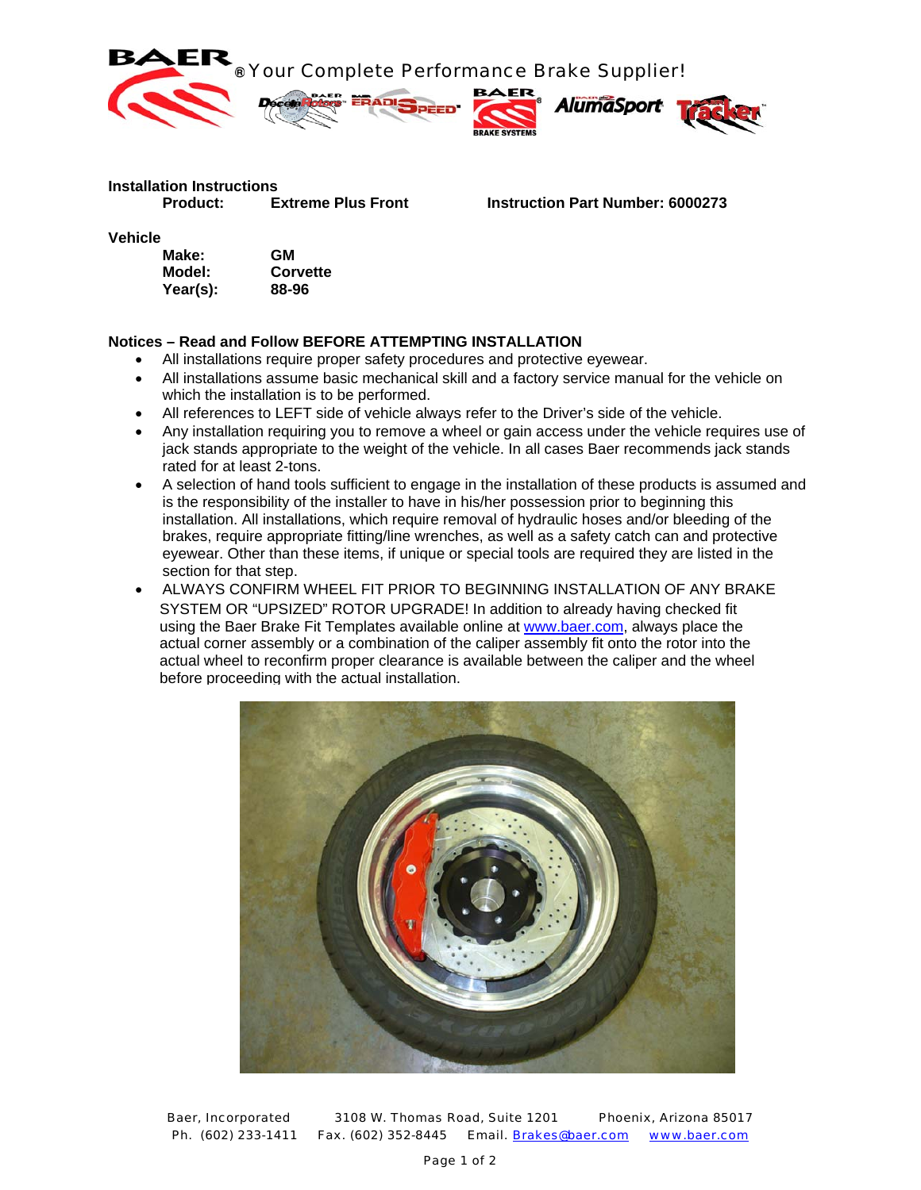**BAER** ® Your Complete Performance Brake Supplier!

## Installation Instructions

**Product:** **Extreme Plus Front** **Instruction Part Number: 6000273**

## Vehicle

**Make:** **GM**
**Model:** **Corvette**
**Year(s):** **88-96**

## Notices – Read and Follow BEFORE ATTEMPTING INSTALLATION

- All installations require proper safety procedures and protective eyewear.
- All installations assume basic mechanical skill and a factory service manual for the vehicle on which the installation is to be performed.
- All references to LEFT side of vehicle always refer to the Driver's side of the vehicle.
- Any installation requiring you to remove a wheel or gain access under the vehicle requires use of jack stands appropriate to the weight of the vehicle. In all cases Baer recommends jack stands rated for at least 2-tons.
- A selection of hand tools sufficient to engage in the installation of these products is assumed and is the responsibility of the installer to have in his/her possession prior to beginning this installation. All installations, which require removal of hydraulic hoses and/or bleeding of the brakes, require appropriate fitting/line wrenches, as well as a safety catch can and protective eyewear. Other than these items, if unique or special tools are required they are listed in the section for that step.
- ALWAYS CONFIRM WHEEL FIT PRIOR TO BEGINNING INSTALLATION OF ANY BRAKE SYSTEM OR "UPSIZED" ROTOR UPGRADE! In addition to already having checked fit using the Baer Brake Fit Templates available online at www.baer.com, always place the actual corner assembly or a combination of the caliper assembly fit onto the rotor into the actual wheel to reconfirm proper clearance is available between the caliper and the wheel before proceeding with the actual installation.

Baer, Incorporated 3108 W. Thomas Road, Suite 1201 Phoenix, Arizona 85017
Ph. (602) 233-1411 Fax. (602) 352-8445 Email. Brakes@baer.com www.baer.com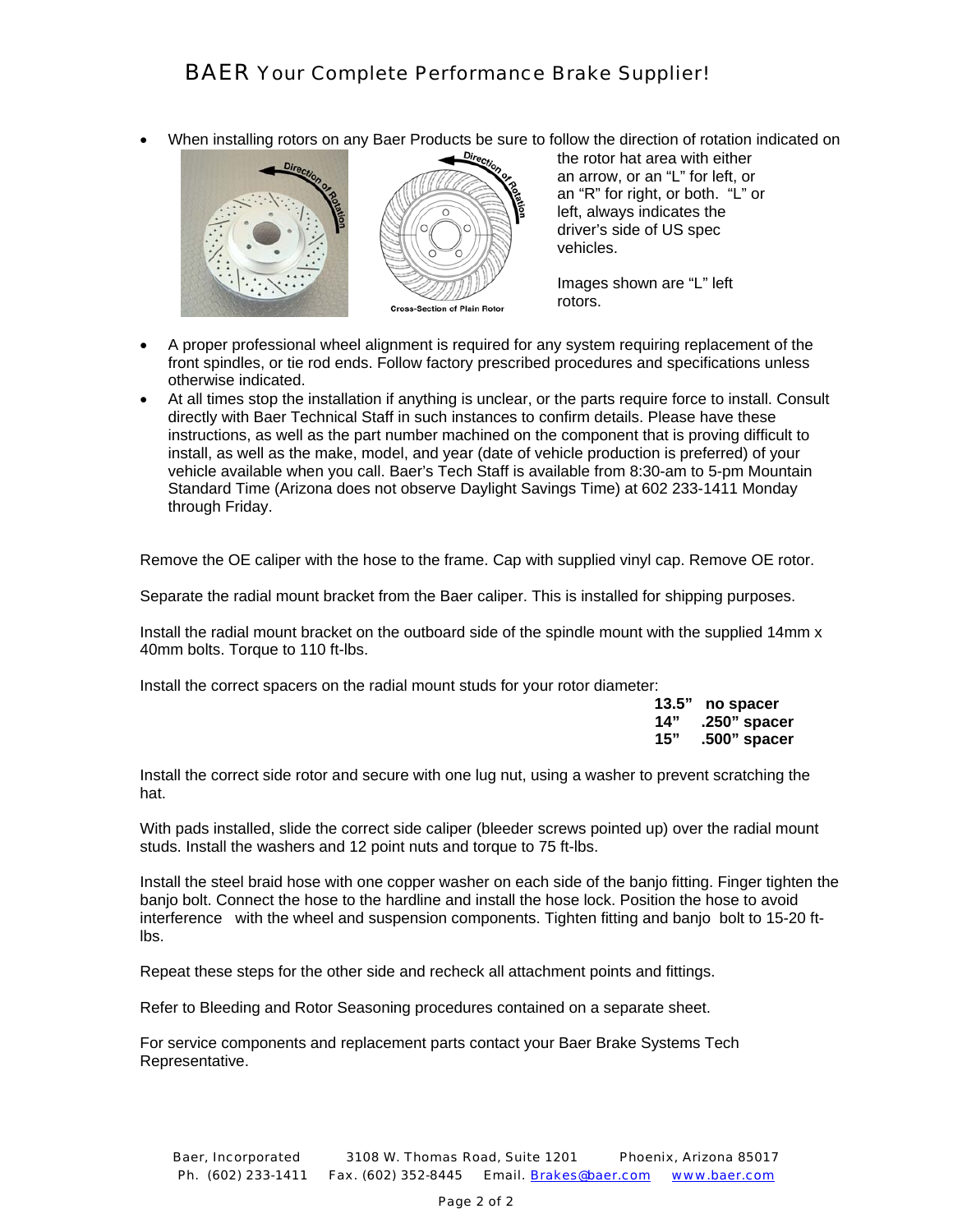- When installing rotors on any Baer Products be sure to follow the direction of rotation indicated on the rotor hat area with either an arrow, or an "L" for left, or an "R" for right, or both. "L" or left, always indicates the driver's side of US spec vehicles.

  Images shown are "L" left rotors.

Direction of Rotation

Direction of Rotation

Cross-Section of Plain Rotor

- A proper professional wheel alignment is required for any system requiring replacement of the front spindles, or tie rod ends. Follow factory prescribed procedures and specifications unless otherwise indicated.
- At all times stop the installation if anything is unclear, or the parts require force to install. Consult directly with Baer Technical Staff in such instances to confirm details. Please have these instructions, as well as the part number machined on the component that is proving difficult to install, as well as the make, model, and year (date of vehicle production is preferred) of your vehicle available when you call. Baer's Tech Staff is available from 8:30-am to 5-pm Mountain Standard Time (Arizona does not observe Daylight Savings Time) at 602 233-1411 Monday through Friday.

Remove the OE caliper with the hose to the frame. Cap with supplied vinyl cap. Remove OE rotor.

Separate the radial mount bracket from the Baer caliper. This is installed for shipping purposes.

Install the radial mount bracket on the outboard side of the spindle mount with the supplied 14mm x 40mm bolts. Torque to 110 ft-lbs.

Install the correct spacers on the radial mount studs for your rotor diameter:

| | |
|---|---|
| **13.5"** | **no spacer** |
| **14"** | **.250" spacer** |
| **15"** | **.500" spacer** |

Install the correct side rotor and secure with one lug nut, using a washer to prevent scratching the hat.

With pads installed, slide the correct side caliper (bleeder screws pointed up) over the radial mount studs. Install the washers and 12 point nuts and torque to 75 ft-lbs.

Install the steel braid hose with one copper washer on each side of the banjo fitting. Finger tighten the banjo bolt. Connect the hose to the hardline and install the hose lock. Position the hose to avoid interference with the wheel and suspension components. Tighten fitting and banjo bolt to 15-20 ft-lbs.

Repeat these steps for the other side and recheck all attachment points and fittings.

Refer to Bleeding and Rotor Seasoning procedures contained on a separate sheet.

For service components and replacement parts contact your Baer Brake Systems Tech Representative.